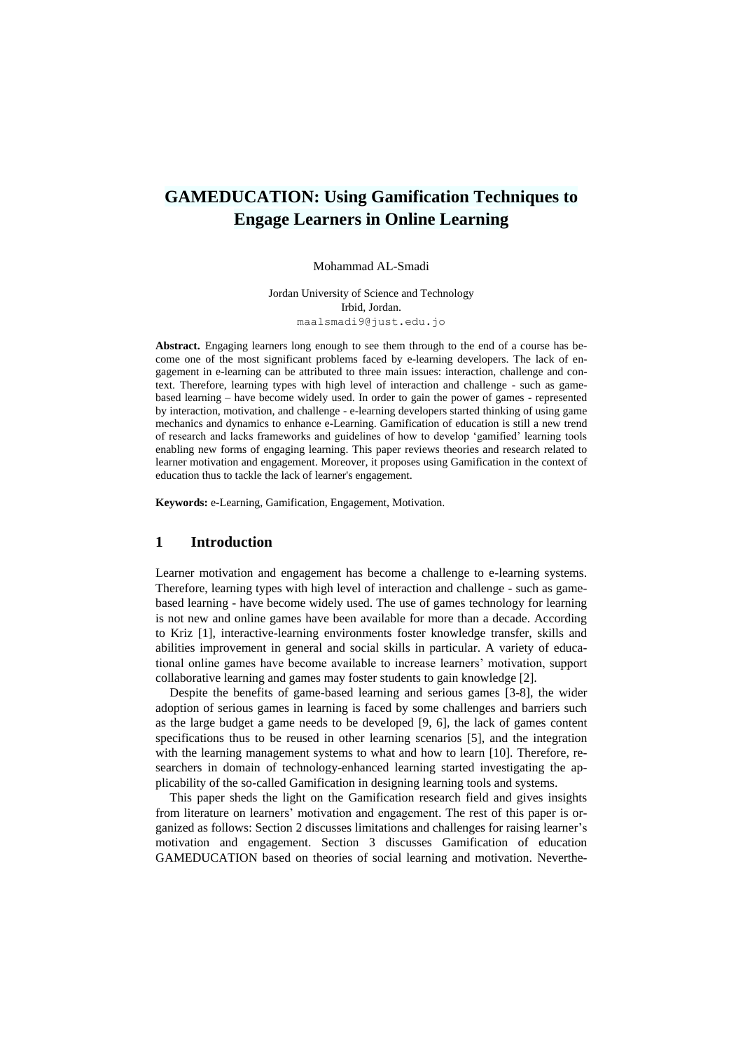# GAMEDUCATION: Using Gamification Techniques to Engage Learners in Online Learning

Mohammad AL-Smadi

Jordan University of Science and Technology
Irbid, Jordan.
maalsmadi9@just.edu.jo

**Abstract.** Engaging learners long enough to see them through to the end of a course has become one of the most significant problems faced by e-learning developers. The lack of engagement in e-learning can be attributed to three main issues: interaction, challenge and context. Therefore, learning types with high level of interaction and challenge - such as game-based learning – have become widely used. In order to gain the power of games - represented by interaction, motivation, and challenge - e-learning developers started thinking of using game mechanics and dynamics to enhance e-Learning. Gamification of education is still a new trend of research and lacks frameworks and guidelines of how to develop 'gamified' learning tools enabling new forms of engaging learning. This paper reviews theories and research related to learner motivation and engagement. Moreover, it proposes using Gamification in the context of education thus to tackle the lack of learner's engagement.

**Keywords:** e-Learning, Gamification, Engagement, Motivation.

## 1 Introduction

Learner motivation and engagement has become a challenge to e-learning systems. Therefore, learning types with high level of interaction and challenge - such as game-based learning - have become widely used. The use of games technology for learning is not new and online games have been available for more than a decade. According to Kriz [1], interactive-learning environments foster knowledge transfer, skills and abilities improvement in general and social skills in particular. A variety of educational online games have become available to increase learners' motivation, support collaborative learning and games may foster students to gain knowledge [2].

Despite the benefits of game-based learning and serious games [3-8], the wider adoption of serious games in learning is faced by some challenges and barriers such as the large budget a game needs to be developed [9, 6], the lack of games content specifications thus to be reused in other learning scenarios [5], and the integration with the learning management systems to what and how to learn [10]. Therefore, researchers in domain of technology-enhanced learning started investigating the applicability of the so-called Gamification in designing learning tools and systems.

This paper sheds the light on the Gamification research field and gives insights from literature on learners' motivation and engagement. The rest of this paper is organized as follows: Section 2 discusses limitations and challenges for raising learner's motivation and engagement. Section 3 discusses Gamification of education GAMEDUCATION based on theories of social learning and motivation. Neverthe-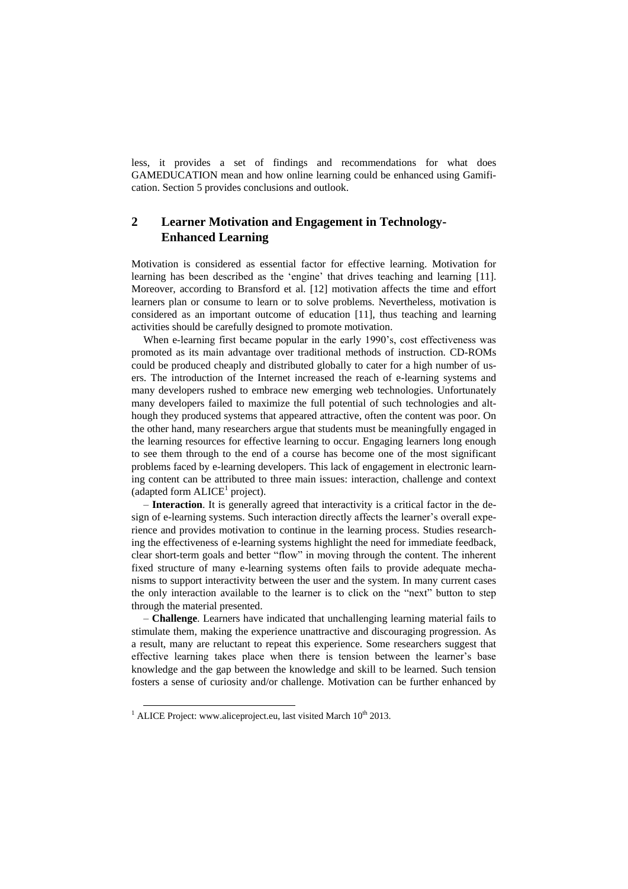less, it provides a set of findings and recommendations for what does GAMEDUCATION mean and how online learning could be enhanced using Gamification. Section 5 provides conclusions and outlook.

## 2 Learner Motivation and Engagement in Technology-Enhanced Learning

Motivation is considered as essential factor for effective learning. Motivation for learning has been described as the 'engine' that drives teaching and learning [11]. Moreover, according to Bransford et al. [12] motivation affects the time and effort learners plan or consume to learn or to solve problems. Nevertheless, motivation is considered as an important outcome of education [11], thus teaching and learning activities should be carefully designed to promote motivation.

When e-learning first became popular in the early 1990's, cost effectiveness was promoted as its main advantage over traditional methods of instruction. CD-ROMs could be produced cheaply and distributed globally to cater for a high number of users. The introduction of the Internet increased the reach of e-learning systems and many developers rushed to embrace new emerging web technologies. Unfortunately many developers failed to maximize the full potential of such technologies and although they produced systems that appeared attractive, often the content was poor. On the other hand, many researchers argue that students must be meaningfully engaged in the learning resources for effective learning to occur. Engaging learners long enough to see them through to the end of a course has become one of the most significant problems faced by e-learning developers. This lack of engagement in electronic learning content can be attributed to three main issues: interaction, challenge and context (adapted form ALICE[1] project).

– **Interaction**. It is generally agreed that interactivity is a critical factor in the design of e-learning systems. Such interaction directly affects the learner's overall experience and provides motivation to continue in the learning process. Studies researching the effectiveness of e-learning systems highlight the need for immediate feedback, clear short-term goals and better "flow" in moving through the content. The inherent fixed structure of many e-learning systems often fails to provide adequate mechanisms to support interactivity between the user and the system. In many current cases the only interaction available to the learner is to click on the "next" button to step through the material presented.

– **Challenge**. Learners have indicated that unchallenging learning material fails to stimulate them, making the experience unattractive and discouraging progression. As a result, many are reluctant to repeat this experience. Some researchers suggest that effective learning takes place when there is tension between the learner's base knowledge and the gap between the knowledge and skill to be learned. Such tension fosters a sense of curiosity and/or challenge. Motivation can be further enhanced by

---

[1] ALICE Project: www.aliceproject.eu, last visited March 10th 2013.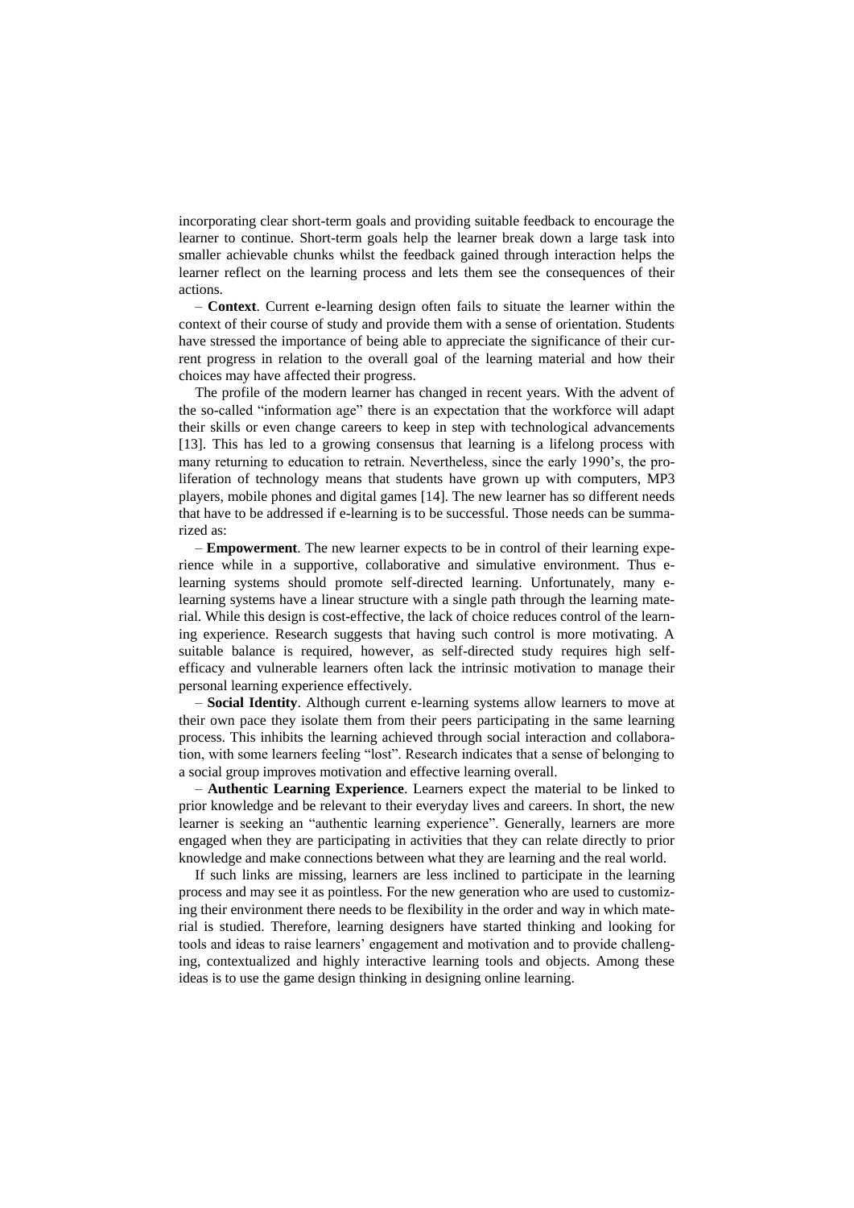incorporating clear short-term goals and providing suitable feedback to encourage the learner to continue. Short-term goals help the learner break down a large task into smaller achievable chunks whilst the feedback gained through interaction helps the learner reflect on the learning process and lets them see the consequences of their actions.

– **Context**. Current e-learning design often fails to situate the learner within the context of their course of study and provide them with a sense of orientation. Students have stressed the importance of being able to appreciate the significance of their current progress in relation to the overall goal of the learning material and how their choices may have affected their progress.

The profile of the modern learner has changed in recent years. With the advent of the so-called "information age" there is an expectation that the workforce will adapt their skills or even change careers to keep in step with technological advancements [13]. This has led to a growing consensus that learning is a lifelong process with many returning to education to retrain. Nevertheless, since the early 1990's, the proliferation of technology means that students have grown up with computers, MP3 players, mobile phones and digital games [14]. The new learner has so different needs that have to be addressed if e-learning is to be successful. Those needs can be summarized as:

– **Empowerment**. The new learner expects to be in control of their learning experience while in a supportive, collaborative and simulative environment. Thus e-learning systems should promote self-directed learning. Unfortunately, many e-learning systems have a linear structure with a single path through the learning material. While this design is cost-effective, the lack of choice reduces control of the learning experience. Research suggests that having such control is more motivating. A suitable balance is required, however, as self-directed study requires high self-efficacy and vulnerable learners often lack the intrinsic motivation to manage their personal learning experience effectively.

– **Social Identity**. Although current e-learning systems allow learners to move at their own pace they isolate them from their peers participating in the same learning process. This inhibits the learning achieved through social interaction and collaboration, with some learners feeling "lost". Research indicates that a sense of belonging to a social group improves motivation and effective learning overall.

– **Authentic Learning Experience**. Learners expect the material to be linked to prior knowledge and be relevant to their everyday lives and careers. In short, the new learner is seeking an "authentic learning experience". Generally, learners are more engaged when they are participating in activities that they can relate directly to prior knowledge and make connections between what they are learning and the real world.

If such links are missing, learners are less inclined to participate in the learning process and may see it as pointless. For the new generation who are used to customizing their environment there needs to be flexibility in the order and way in which material is studied. Therefore, learning designers have started thinking and looking for tools and ideas to raise learners' engagement and motivation and to provide challenging, contextualized and highly interactive learning tools and objects. Among these ideas is to use the game design thinking in designing online learning.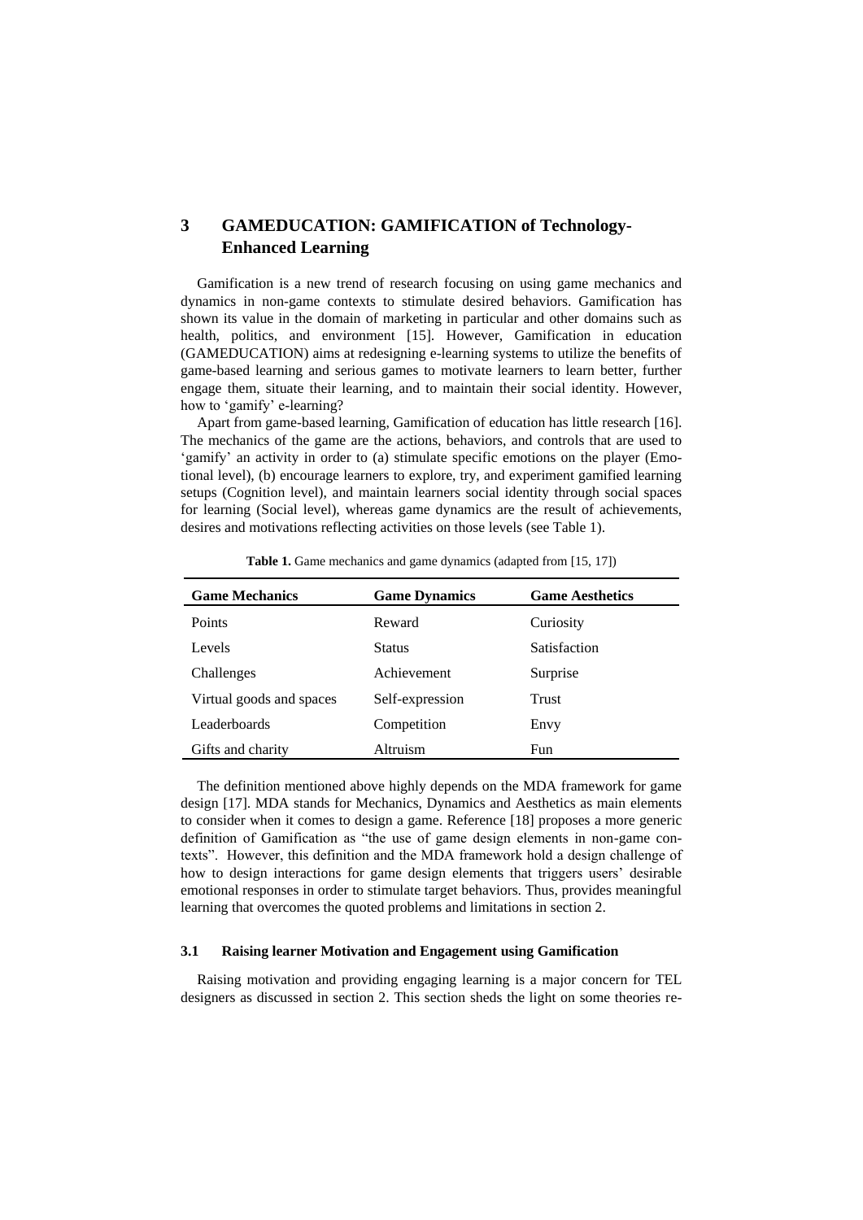## 3 GAMEDUCATION: GAMIFICATION of Technology-Enhanced Learning

Gamification is a new trend of research focusing on using game mechanics and dynamics in non-game contexts to stimulate desired behaviors. Gamification has shown its value in the domain of marketing in particular and other domains such as health, politics, and environment [15]. However, Gamification in education (GAMEDUCATION) aims at redesigning e-learning systems to utilize the benefits of game-based learning and serious games to motivate learners to learn better, further engage them, situate their learning, and to maintain their social identity. However, how to 'gamify' e-learning?

Apart from game-based learning, Gamification of education has little research [16]. The mechanics of the game are the actions, behaviors, and controls that are used to 'gamify' an activity in order to (a) stimulate specific emotions on the player (Emotional level), (b) encourage learners to explore, try, and experiment gamified learning setups (Cognition level), and maintain learners social identity through social spaces for learning (Social level), whereas game dynamics are the result of achievements, desires and motivations reflecting activities on those levels (see Table 1).

**Table 1.** Game mechanics and game dynamics (adapted from [15, 17])

| Game Mechanics | Game Dynamics | Game Aesthetics |
|---|---|---|
| Points | Reward | Curiosity |
| Levels | Status | Satisfaction |
| Challenges | Achievement | Surprise |
| Virtual goods and spaces | Self-expression | Trust |
| Leaderboards | Competition | Envy |
| Gifts and charity | Altruism | Fun |

The definition mentioned above highly depends on the MDA framework for game design [17]. MDA stands for Mechanics, Dynamics and Aesthetics as main elements to consider when it comes to design a game. Reference [18] proposes a more generic definition of Gamification as "the use of game design elements in non-game contexts". However, this definition and the MDA framework hold a design challenge of how to design interactions for game design elements that triggers users' desirable emotional responses in order to stimulate target behaviors. Thus, provides meaningful learning that overcomes the quoted problems and limitations in section 2.

### 3.1 Raising learner Motivation and Engagement using Gamification

Raising motivation and providing engaging learning is a major concern for TEL designers as discussed in section 2. This section sheds the light on some theories re-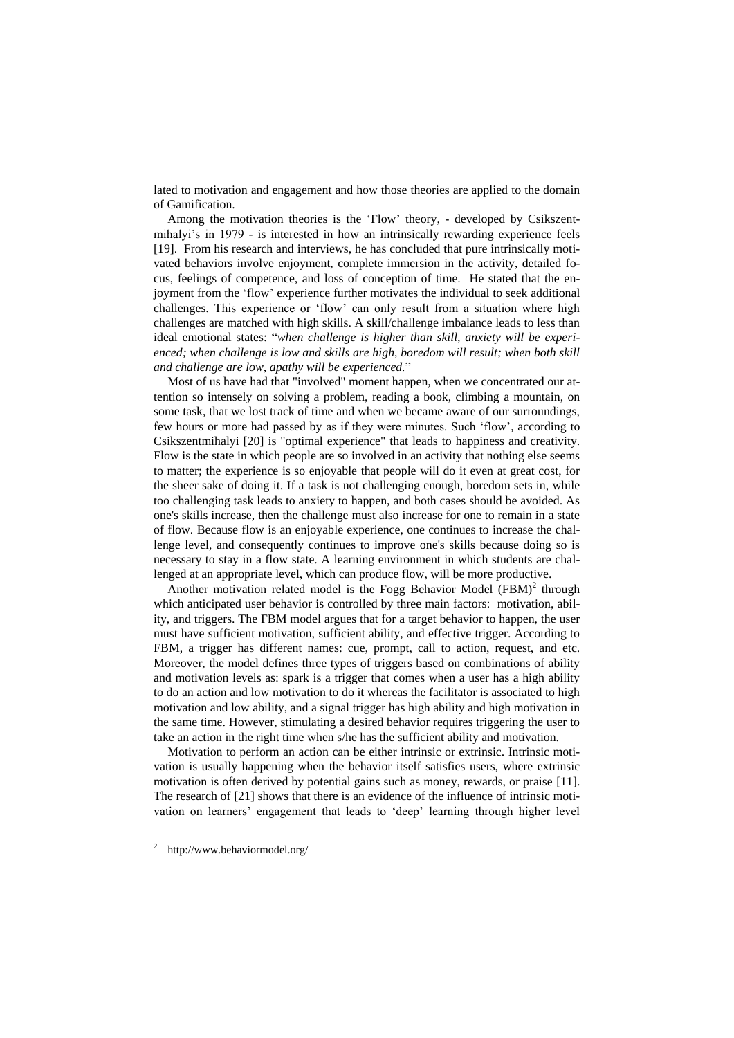lated to motivation and engagement and how those theories are applied to the domain of Gamification.

Among the motivation theories is the 'Flow' theory, - developed by Csikszentmihalyi's in 1979 - is interested in how an intrinsically rewarding experience feels [19]. From his research and interviews, he has concluded that pure intrinsically motivated behaviors involve enjoyment, complete immersion in the activity, detailed focus, feelings of competence, and loss of conception of time. He stated that the enjoyment from the 'flow' experience further motivates the individual to seek additional challenges. This experience or 'flow' can only result from a situation where high challenges are matched with high skills. A skill/challenge imbalance leads to less than ideal emotional states: "*when challenge is higher than skill, anxiety will be experienced; when challenge is low and skills are high, boredom will result; when both skill and challenge are low, apathy will be experienced.*"

Most of us have had that "involved" moment happen, when we concentrated our attention so intensely on solving a problem, reading a book, climbing a mountain, on some task, that we lost track of time and when we became aware of our surroundings, few hours or more had passed by as if they were minutes. Such 'flow', according to Csikszentmihalyi [20] is "optimal experience" that leads to happiness and creativity. Flow is the state in which people are so involved in an activity that nothing else seems to matter; the experience is so enjoyable that people will do it even at great cost, for the sheer sake of doing it. If a task is not challenging enough, boredom sets in, while too challenging task leads to anxiety to happen, and both cases should be avoided. As one's skills increase, then the challenge must also increase for one to remain in a state of flow. Because flow is an enjoyable experience, one continues to increase the challenge level, and consequently continues to improve one's skills because doing so is necessary to stay in a flow state. A learning environment in which students are challenged at an appropriate level, which can produce flow, will be more productive.

Another motivation related model is the Fogg Behavior Model (FBM)[2] through which anticipated user behavior is controlled by three main factors: motivation, ability, and triggers. The FBM model argues that for a target behavior to happen, the user must have sufficient motivation, sufficient ability, and effective trigger. According to FBM, a trigger has different names: cue, prompt, call to action, request, and etc. Moreover, the model defines three types of triggers based on combinations of ability and motivation levels as: spark is a trigger that comes when a user has a high ability to do an action and low motivation to do it whereas the facilitator is associated to high motivation and low ability, and a signal trigger has high ability and high motivation in the same time. However, stimulating a desired behavior requires triggering the user to take an action in the right time when s/he has the sufficient ability and motivation.

Motivation to perform an action can be either intrinsic or extrinsic. Intrinsic motivation is usually happening when the behavior itself satisfies users, where extrinsic motivation is often derived by potential gains such as money, rewards, or praise [11]. The research of [21] shows that there is an evidence of the influence of intrinsic motivation on learners' engagement that leads to 'deep' learning through higher level

[2] http://www.behaviormodel.org/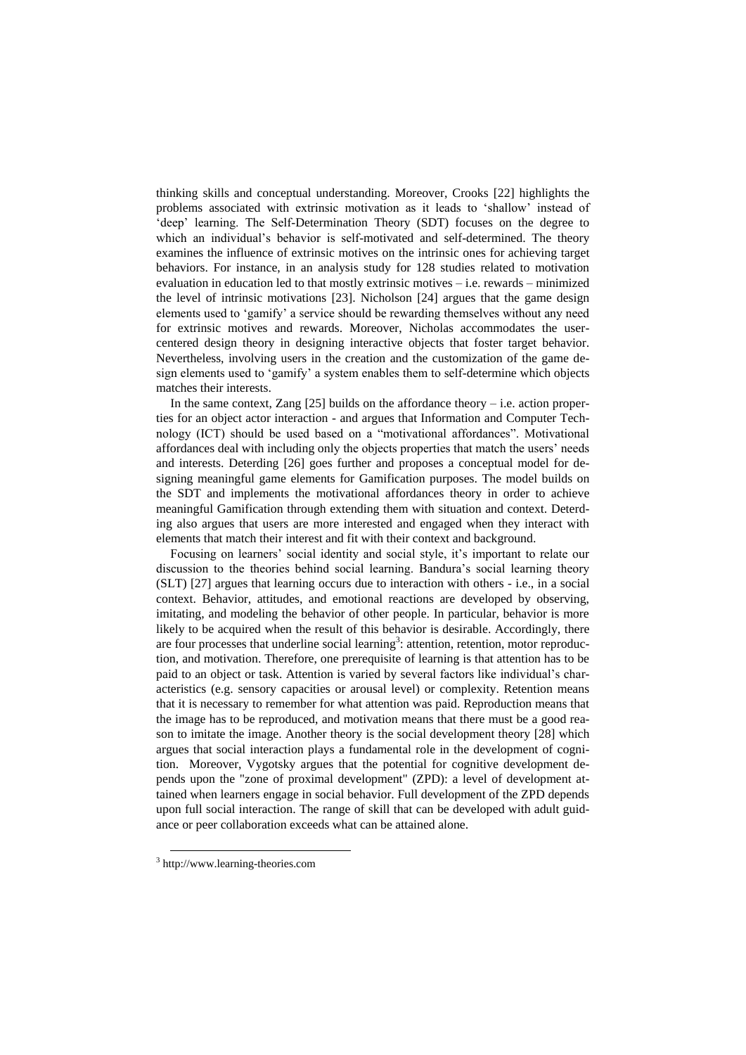thinking skills and conceptual understanding. Moreover, Crooks [22] highlights the problems associated with extrinsic motivation as it leads to 'shallow' instead of 'deep' learning. The Self-Determination Theory (SDT) focuses on the degree to which an individual's behavior is self-motivated and self-determined. The theory examines the influence of extrinsic motives on the intrinsic ones for achieving target behaviors. For instance, in an analysis study for 128 studies related to motivation evaluation in education led to that mostly extrinsic motives – i.e. rewards – minimized the level of intrinsic motivations [23]. Nicholson [24] argues that the game design elements used to 'gamify' a service should be rewarding themselves without any need for extrinsic motives and rewards. Moreover, Nicholas accommodates the user-centered design theory in designing interactive objects that foster target behavior. Nevertheless, involving users in the creation and the customization of the game design elements used to 'gamify' a system enables them to self-determine which objects matches their interests.

In the same context, Zang [25] builds on the affordance theory – i.e. action properties for an object actor interaction - and argues that Information and Computer Technology (ICT) should be used based on a "motivational affordances". Motivational affordances deal with including only the objects properties that match the users' needs and interests. Deterding [26] goes further and proposes a conceptual model for designing meaningful game elements for Gamification purposes. The model builds on the SDT and implements the motivational affordances theory in order to achieve meaningful Gamification through extending them with situation and context. Deterding also argues that users are more interested and engaged when they interact with elements that match their interest and fit with their context and background.

Focusing on learners' social identity and social style, it's important to relate our discussion to the theories behind social learning. Bandura's social learning theory (SLT) [27] argues that learning occurs due to interaction with others - i.e., in a social context. Behavior, attitudes, and emotional reactions are developed by observing, imitating, and modeling the behavior of other people. In particular, behavior is more likely to be acquired when the result of this behavior is desirable. Accordingly, there are four processes that underline social learning[3]: attention, retention, motor reproduction, and motivation. Therefore, one prerequisite of learning is that attention has to be paid to an object or task. Attention is varied by several factors like individual's characteristics (e.g. sensory capacities or arousal level) or complexity. Retention means that it is necessary to remember for what attention was paid. Reproduction means that the image has to be reproduced, and motivation means that there must be a good reason to imitate the image. Another theory is the social development theory [28] which argues that social interaction plays a fundamental role in the development of cognition. Moreover, Vygotsky argues that the potential for cognitive development depends upon the "zone of proximal development" (ZPD): a level of development attained when learners engage in social behavior. Full development of the ZPD depends upon full social interaction. The range of skill that can be developed with adult guidance or peer collaboration exceeds what can be attained alone.

[3] http://www.learning-theories.com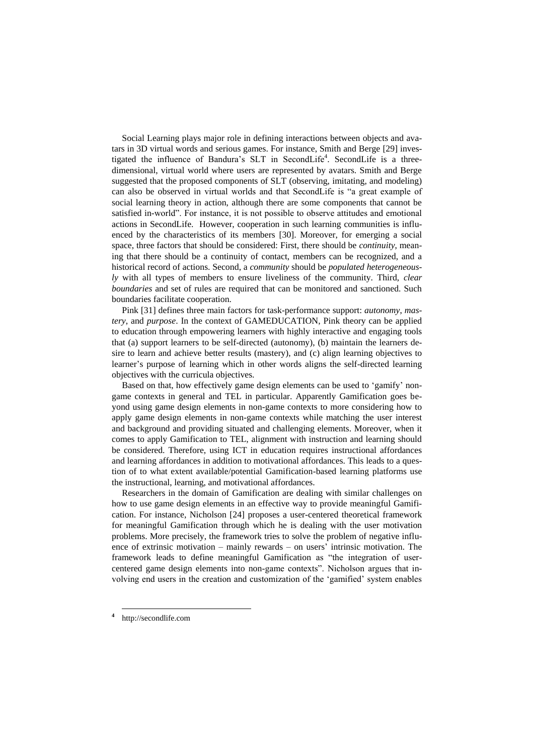Social Learning plays major role in defining interactions between objects and avatars in 3D virtual words and serious games. For instance, Smith and Berge [29] investigated the influence of Bandura's SLT in SecondLife[4]. SecondLife is a three-dimensional, virtual world where users are represented by avatars. Smith and Berge suggested that the proposed components of SLT (observing, imitating, and modeling) can also be observed in virtual worlds and that SecondLife is "a great example of social learning theory in action, although there are some components that cannot be satisfied in-world". For instance, it is not possible to observe attitudes and emotional actions in SecondLife. However, cooperation in such learning communities is influenced by the characteristics of its members [30]. Moreover, for emerging a social space, three factors that should be considered: First, there should be *continuity*, meaning that there should be a continuity of contact, members can be recognized, and a historical record of actions. Second, a *community* should be *populated heterogeneously* with all types of members to ensure liveliness of the community. Third, *clear boundaries* and set of rules are required that can be monitored and sanctioned. Such boundaries facilitate cooperation.

Pink [31] defines three main factors for task-performance support: *autonomy*, *mastery*, and *purpose*. In the context of GAMEDUCATION, Pink theory can be applied to education through empowering learners with highly interactive and engaging tools that (a) support learners to be self-directed (autonomy), (b) maintain the learners desire to learn and achieve better results (mastery), and (c) align learning objectives to learner's purpose of learning which in other words aligns the self-directed learning objectives with the curricula objectives.

Based on that, how effectively game design elements can be used to 'gamify' non-game contexts in general and TEL in particular. Apparently Gamification goes beyond using game design elements in non-game contexts to more considering how to apply game design elements in non-game contexts while matching the user interest and background and providing situated and challenging elements. Moreover, when it comes to apply Gamification to TEL, alignment with instruction and learning should be considered. Therefore, using ICT in education requires instructional affordances and learning affordances in addition to motivational affordances. This leads to a question of to what extent available/potential Gamification-based learning platforms use the instructional, learning, and motivational affordances.

Researchers in the domain of Gamification are dealing with similar challenges on how to use game design elements in an effective way to provide meaningful Gamification. For instance, Nicholson [24] proposes a user-centered theoretical framework for meaningful Gamification through which he is dealing with the user motivation problems. More precisely, the framework tries to solve the problem of negative influence of extrinsic motivation – mainly rewards – on users' intrinsic motivation. The framework leads to define meaningful Gamification as "the integration of user-centered game design elements into non-game contexts". Nicholson argues that involving end users in the creation and customization of the 'gamified' system enables

[4] http://secondlife.com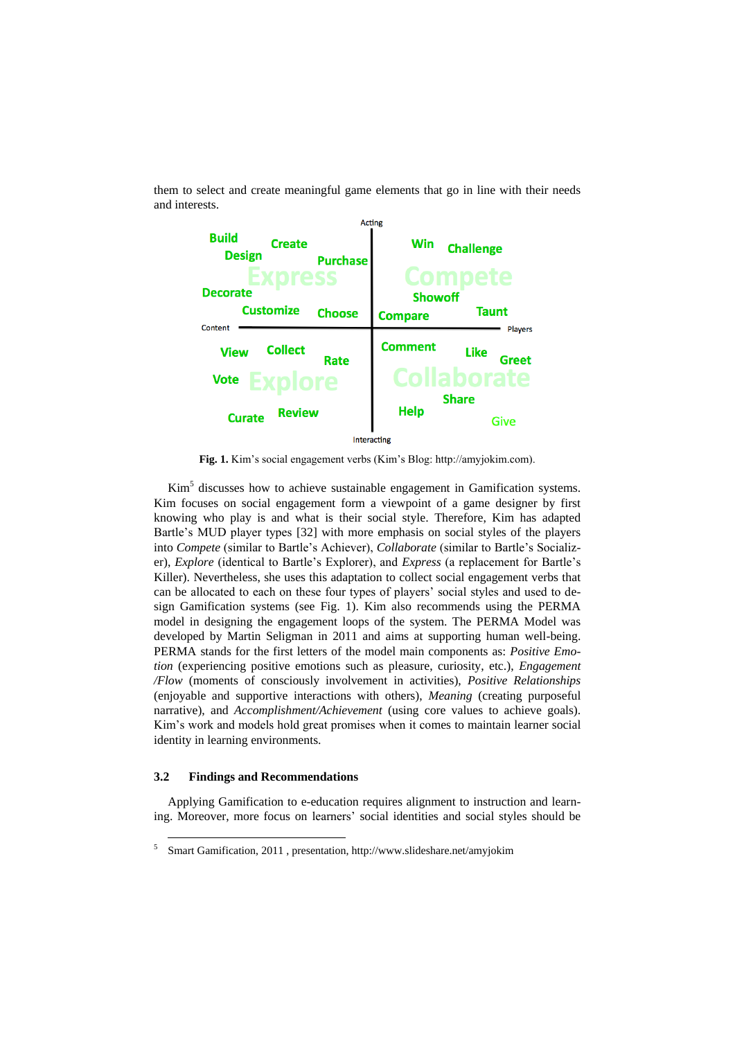them to select and create meaningful game elements that go in line with their needs and interests.

**Fig. 1.** Kim's social engagement verbs (Kim's Blog: http://amyjokim.com).

Kim[5] discusses how to achieve sustainable engagement in Gamification systems. Kim focuses on social engagement form a viewpoint of a game designer by first knowing who play is and what is their social style. Therefore, Kim has adapted Bartle's MUD player types [32] with more emphasis on social styles of the players into *Compete* (similar to Bartle's Achiever), *Collaborate* (similar to Bartle's Socializer), *Explore* (identical to Bartle's Explorer), and *Express* (a replacement for Bartle's Killer). Nevertheless, she uses this adaptation to collect social engagement verbs that can be allocated to each on these four types of players' social styles and used to design Gamification systems (see Fig. 1). Kim also recommends using the PERMA model in designing the engagement loops of the system. The PERMA Model was developed by Martin Seligman in 2011 and aims at supporting human well-being. PERMA stands for the first letters of the model main components as: *Positive Emotion* (experiencing positive emotions such as pleasure, curiosity, etc.), *Engagement /Flow* (moments of consciously involvement in activities), *Positive Relationships* (enjoyable and supportive interactions with others), *Meaning* (creating purposeful narrative), and *Accomplishment/Achievement* (using core values to achieve goals). Kim's work and models hold great promises when it comes to maintain learner social identity in learning environments.

### 3.2 Findings and Recommendations

Applying Gamification to e-education requires alignment to instruction and learning. Moreover, more focus on learners' social identities and social styles should be

[5] Smart Gamification, 2011 , presentation, http://www.slideshare.net/amyjokim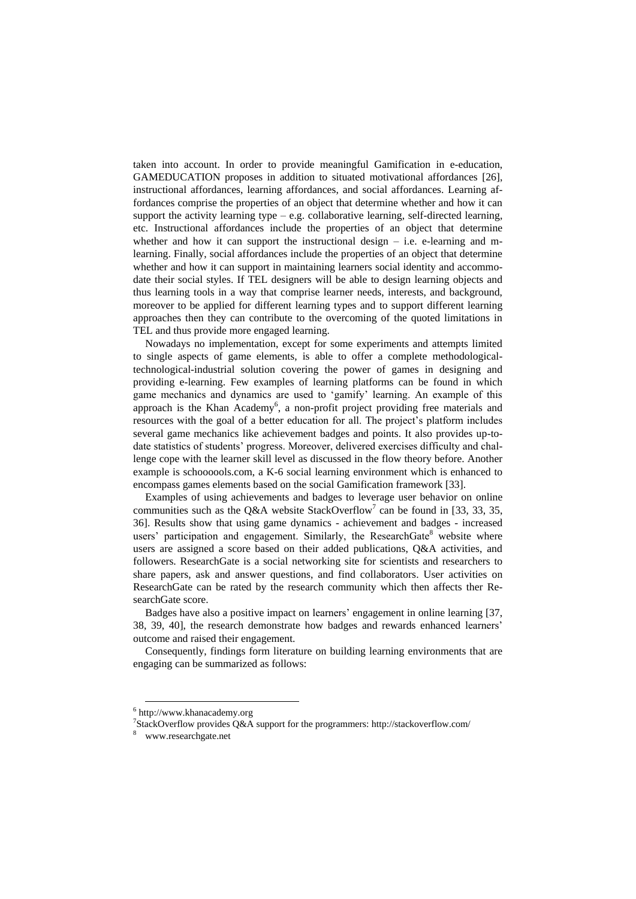taken into account. In order to provide meaningful Gamification in e-education, GAMEDUCATION proposes in addition to situated motivational affordances [26], instructional affordances, learning affordances, and social affordances. Learning affordances comprise the properties of an object that determine whether and how it can support the activity learning type – e.g. collaborative learning, self-directed learning, etc. Instructional affordances include the properties of an object that determine whether and how it can support the instructional design – i.e. e-learning and m-learning. Finally, social affordances include the properties of an object that determine whether and how it can support in maintaining learners social identity and accommodate their social styles. If TEL designers will be able to design learning objects and thus learning tools in a way that comprise learner needs, interests, and background, moreover to be applied for different learning types and to support different learning approaches then they can contribute to the overcoming of the quoted limitations in TEL and thus provide more engaged learning.

Nowadays no implementation, except for some experiments and attempts limited to single aspects of game elements, is able to offer a complete methodological-technological-industrial solution covering the power of games in designing and providing e-learning. Few examples of learning platforms can be found in which game mechanics and dynamics are used to 'gamify' learning. An example of this approach is the Khan Academy[6], a non-profit project providing free materials and resources with the goal of a better education for all. The project's platform includes several game mechanics like achievement badges and points. It also provides up-to-date statistics of students' progress. Moreover, delivered exercises difficulty and challenge cope with the learner skill level as discussed in the flow theory before. Another example is schoooools.com, a K-6 social learning environment which is enhanced to encompass games elements based on the social Gamification framework [33].

Examples of using achievements and badges to leverage user behavior on online communities such as the Q&A website StackOverflow[7] can be found in [33, 33, 35, 36]. Results show that using game dynamics - achievement and badges - increased users' participation and engagement. Similarly, the ResearchGate[8] website where users are assigned a score based on their added publications, Q&A activities, and followers. ResearchGate is a social networking site for scientists and researchers to share papers, ask and answer questions, and find collaborators. User activities on ResearchGate can be rated by the research community which then affects ther ResearchGate score.

Badges have also a positive impact on learners' engagement in online learning [37, 38, 39, 40], the research demonstrate how badges and rewards enhanced learners' outcome and raised their engagement.

Consequently, findings form literature on building learning environments that are engaging can be summarized as follows:

---

[6] http://www.khanacademy.org

[7] StackOverflow provides Q&A support for the programmers: http://stackoverflow.com/

[8] www.researchgate.net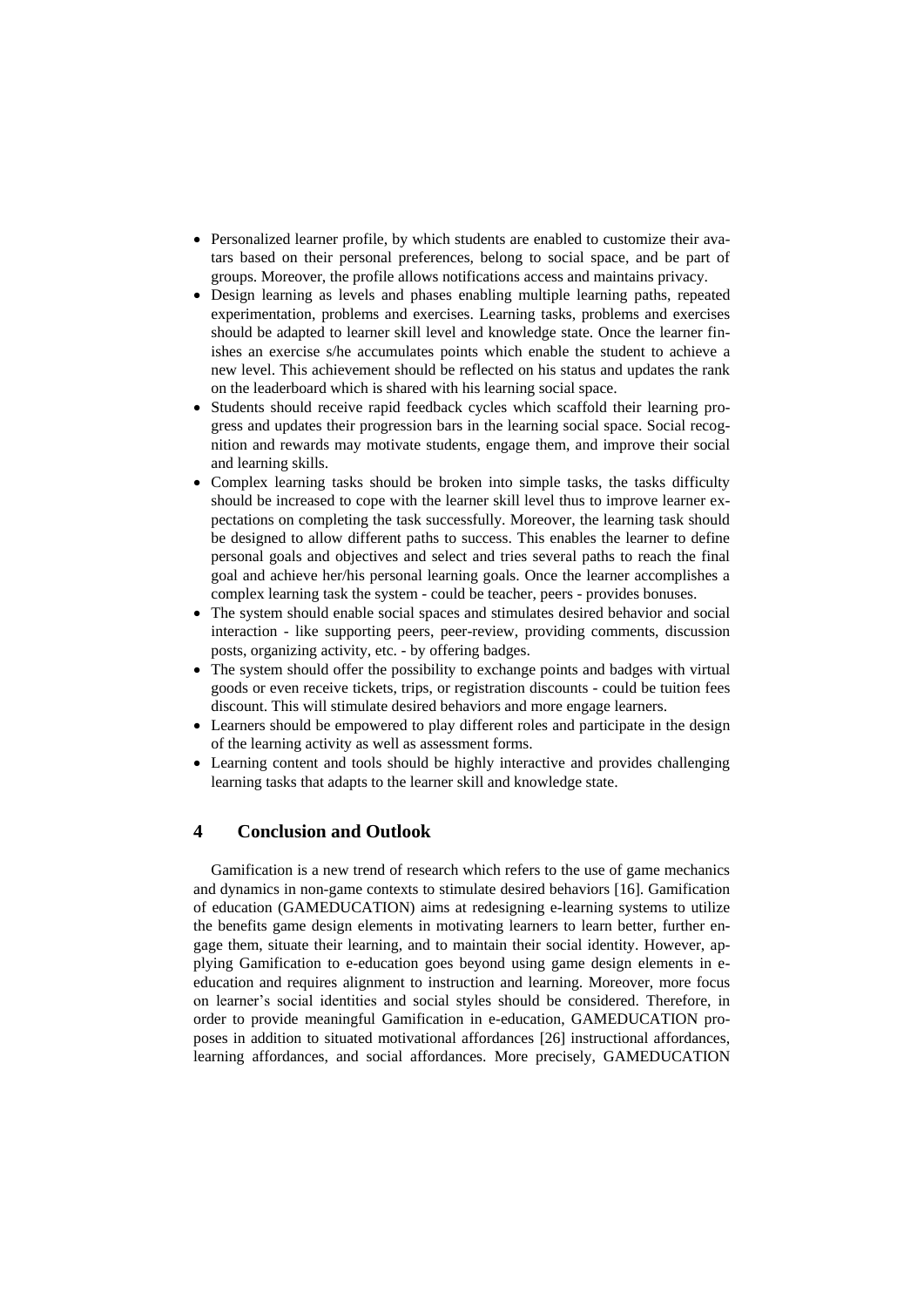- Personalized learner profile, by which students are enabled to customize their avatars based on their personal preferences, belong to social space, and be part of groups. Moreover, the profile allows notifications access and maintains privacy.
- Design learning as levels and phases enabling multiple learning paths, repeated experimentation, problems and exercises. Learning tasks, problems and exercises should be adapted to learner skill level and knowledge state. Once the learner finishes an exercise s/he accumulates points which enable the student to achieve a new level. This achievement should be reflected on his status and updates the rank on the leaderboard which is shared with his learning social space.
- Students should receive rapid feedback cycles which scaffold their learning progress and updates their progression bars in the learning social space. Social recognition and rewards may motivate students, engage them, and improve their social and learning skills.
- Complex learning tasks should be broken into simple tasks, the tasks difficulty should be increased to cope with the learner skill level thus to improve learner expectations on completing the task successfully. Moreover, the learning task should be designed to allow different paths to success. This enables the learner to define personal goals and objectives and select and tries several paths to reach the final goal and achieve her/his personal learning goals. Once the learner accomplishes a complex learning task the system - could be teacher, peers - provides bonuses.
- The system should enable social spaces and stimulates desired behavior and social interaction - like supporting peers, peer-review, providing comments, discussion posts, organizing activity, etc. - by offering badges.
- The system should offer the possibility to exchange points and badges with virtual goods or even receive tickets, trips, or registration discounts - could be tuition fees discount. This will stimulate desired behaviors and more engage learners.
- Learners should be empowered to play different roles and participate in the design of the learning activity as well as assessment forms.
- Learning content and tools should be highly interactive and provides challenging learning tasks that adapts to the learner skill and knowledge state.

## 4 Conclusion and Outlook

Gamification is a new trend of research which refers to the use of game mechanics and dynamics in non-game contexts to stimulate desired behaviors [16]. Gamification of education (GAMEDUCATION) aims at redesigning e-learning systems to utilize the benefits game design elements in motivating learners to learn better, further engage them, situate their learning, and to maintain their social identity. However, applying Gamification to e-education goes beyond using game design elements in e-education and requires alignment to instruction and learning. Moreover, more focus on learner's social identities and social styles should be considered. Therefore, in order to provide meaningful Gamification in e-education, GAMEDUCATION proposes in addition to situated motivational affordances [26] instructional affordances, learning affordances, and social affordances. More precisely, GAMEDUCATION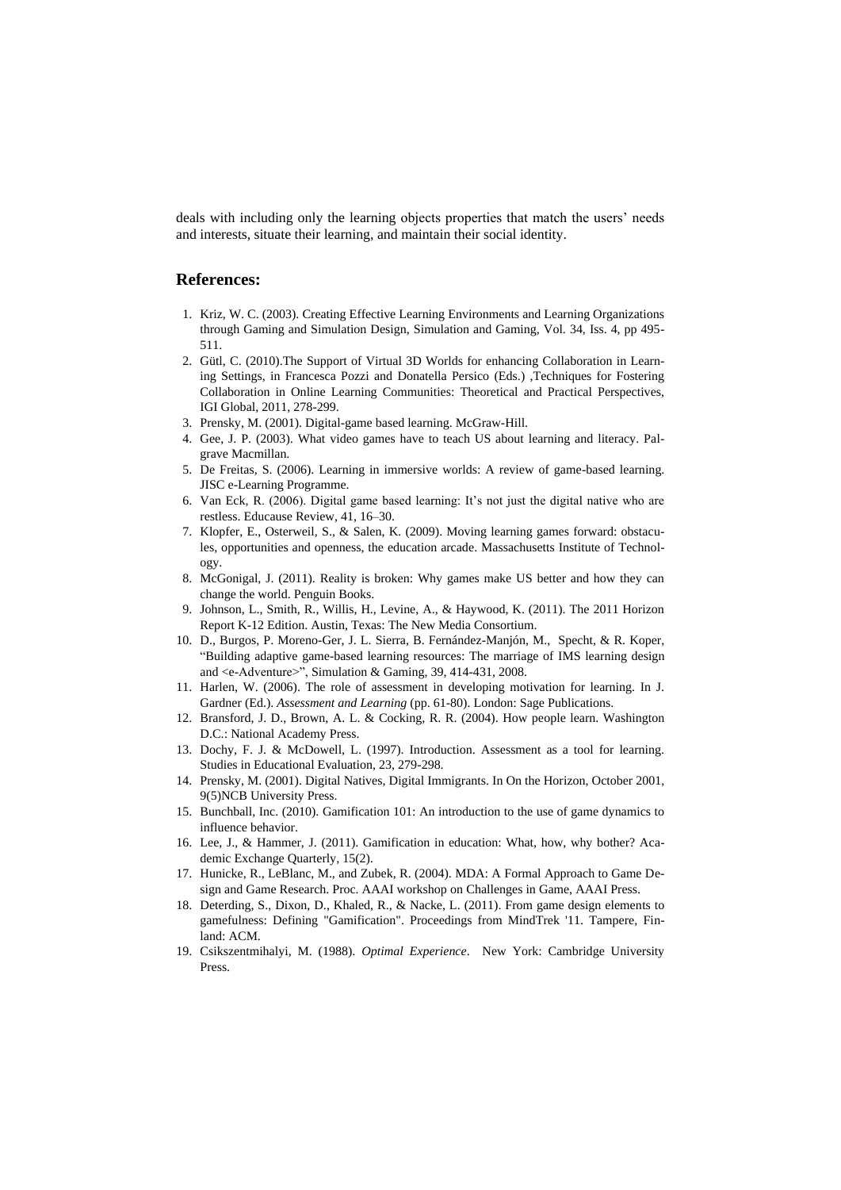deals with including only the learning objects properties that match the users' needs and interests, situate their learning, and maintain their social identity.

## References:

1. Kriz, W. C. (2003). Creating Effective Learning Environments and Learning Organizations through Gaming and Simulation Design, Simulation and Gaming, Vol. 34, Iss. 4, pp 495-511.
2. Gütl, C. (2010).The Support of Virtual 3D Worlds for enhancing Collaboration in Learning Settings, in Francesca Pozzi and Donatella Persico (Eds.) ,Techniques for Fostering Collaboration in Online Learning Communities: Theoretical and Practical Perspectives, IGI Global, 2011, 278-299.
3. Prensky, M. (2001). Digital-game based learning. McGraw-Hill.
4. Gee, J. P. (2003). What video games have to teach US about learning and literacy. Palgrave Macmillan.
5. De Freitas, S. (2006). Learning in immersive worlds: A review of game-based learning. JISC e-Learning Programme.
6. Van Eck, R. (2006). Digital game based learning: It's not just the digital native who are restless. Educause Review, 41, 16–30.
7. Klopfer, E., Osterweil, S., & Salen, K. (2009). Moving learning games forward: obstacules, opportunities and openness, the education arcade. Massachusetts Institute of Technology.
8. McGonigal, J. (2011). Reality is broken: Why games make US better and how they can change the world. Penguin Books.
9. Johnson, L., Smith, R., Willis, H., Levine, A., & Haywood, K. (2011). The 2011 Horizon Report K-12 Edition. Austin, Texas: The New Media Consortium.
10. D., Burgos, P. Moreno-Ger, J. L. Sierra, B. Fernández-Manjón, M., Specht, & R. Koper, "Building adaptive game-based learning resources: The marriage of IMS learning design and <e-Adventure>", Simulation & Gaming, 39, 414-431, 2008.
11. Harlen, W. (2006). The role of assessment in developing motivation for learning. In J. Gardner (Ed.). *Assessment and Learning* (pp. 61-80). London: Sage Publications.
12. Bransford, J. D., Brown, A. L. & Cocking, R. R. (2004). How people learn. Washington D.C.: National Academy Press.
13. Dochy, F. J. & McDowell, L. (1997). Introduction. Assessment as a tool for learning. Studies in Educational Evaluation, 23, 279-298.
14. Prensky, M. (2001). Digital Natives, Digital Immigrants. In On the Horizon, October 2001, 9(5)NCB University Press.
15. Bunchball, Inc. (2010). Gamification 101: An introduction to the use of game dynamics to influence behavior.
16. Lee, J., & Hammer, J. (2011). Gamification in education: What, how, why bother? Academic Exchange Quarterly, 15(2).
17. Hunicke, R., LeBlanc, M., and Zubek, R. (2004). MDA: A Formal Approach to Game Design and Game Research. Proc. AAAI workshop on Challenges in Game, AAAI Press.
18. Deterding, S., Dixon, D., Khaled, R., & Nacke, L. (2011). From game design elements to gamefulness: Defining "Gamification". Proceedings from MindTrek '11. Tampere, Finland: ACM.
19. Csikszentmihalyi, M. (1988). *Optimal Experience*. New York: Cambridge University Press.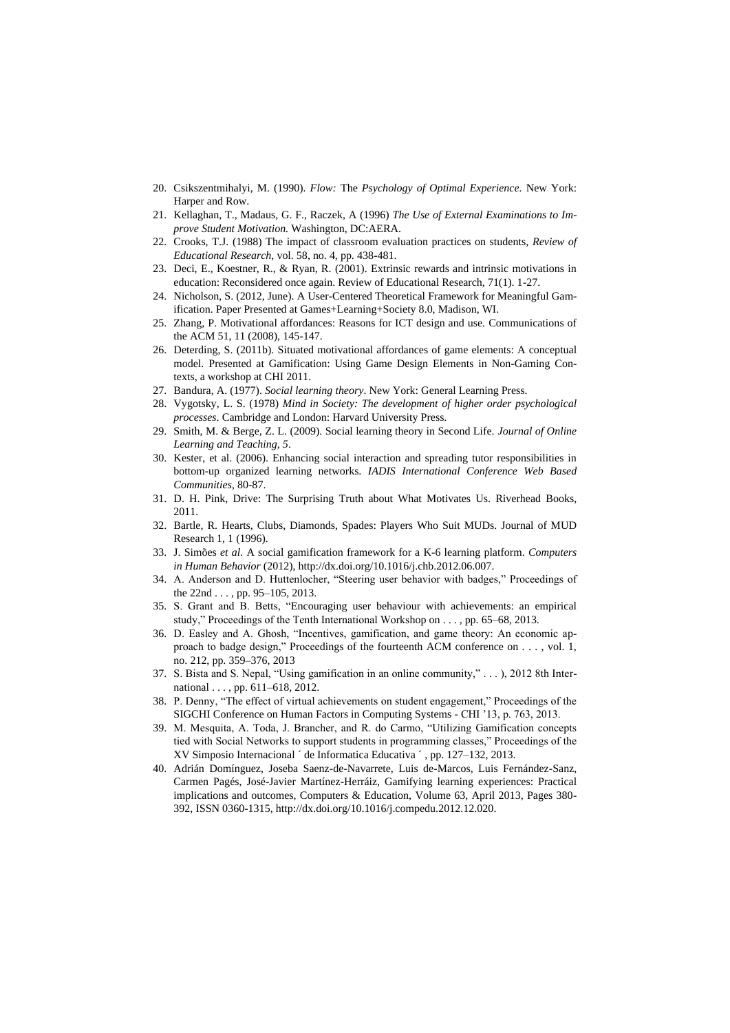20. Csikszentmihalyi, M. (1990). *Flow:* The *Psychology of Optimal Experience*. New York: Harper and Row.
21. Kellaghan, T., Madaus, G. F., Raczek, A (1996) *The Use of External Examinations to Improve Student Motivation.* Washington, DC:AERA.
22. Crooks, T.J. (1988) The impact of classroom evaluation practices on students, *Review of Educational Research*, vol. 58, no. 4, pp. 438-481.
23. Deci, E., Koestner, R., & Ryan, R. (2001). Extrinsic rewards and intrinsic motivations in education: Reconsidered once again. Review of Educational Research, 71(1). 1-27.
24. Nicholson, S. (2012, June). A User-Centered Theoretical Framework for Meaningful Gamification. Paper Presented at Games+Learning+Society 8.0, Madison, WI.
25. Zhang, P. Motivational affordances: Reasons for ICT design and use. Communications of the ACM 51, 11 (2008), 145-147.
26. Deterding, S. (2011b). Situated motivational affordances of game elements: A conceptual model. Presented at Gamification: Using Game Design Elements in Non-Gaming Contexts, a workshop at CHI 2011.
27. Bandura, A. (1977). *Social learning theory*. New York: General Learning Press.
28. Vygotsky, L. S. (1978) *Mind in Society: The development of higher order psychological processes*. Cambridge and London: Harvard University Press.
29. Smith, M. & Berge, Z. L. (2009). Social learning theory in Second Life. *Journal of Online Learning and Teaching, 5*.
30. Kester, et al. (2006). Enhancing social interaction and spreading tutor responsibilities in bottom-up organized learning networks. *IADIS International Conference Web Based Communities*, 80-87.
31. D. H. Pink, Drive: The Surprising Truth about What Motivates Us. Riverhead Books, 2011.
32. Bartle, R. Hearts, Clubs, Diamonds, Spades: Players Who Suit MUDs. Journal of MUD Research 1, 1 (1996).
33. J. Simões *et al.* A social gamification framework for a K-6 learning platform. *Computers in Human Behavior* (2012), http://dx.doi.org/10.1016/j.chb.2012.06.007.
34. A. Anderson and D. Huttenlocher, "Steering user behavior with badges," Proceedings of the 22nd . . . , pp. 95–105, 2013.
35. S. Grant and B. Betts, "Encouraging user behaviour with achievements: an empirical study," Proceedings of the Tenth International Workshop on . . . , pp. 65–68, 2013.
36. D. Easley and A. Ghosh, "Incentives, gamification, and game theory: An economic approach to badge design," Proceedings of the fourteenth ACM conference on . . . , vol. 1, no. 212, pp. 359–376, 2013
37. S. Bista and S. Nepal, "Using gamification in an online community," . . . ), 2012 8th International . . . , pp. 611–618, 2012.
38. P. Denny, "The effect of virtual achievements on student engagement," Proceedings of the SIGCHI Conference on Human Factors in Computing Systems - CHI '13, p. 763, 2013.
39. M. Mesquita, A. Toda, J. Brancher, and R. do Carmo, "Utilizing Gamification concepts tied with Social Networks to support students in programming classes," Proceedings of the XV Simposio Internacional ´ de Informatica Educativa ´ , pp. 127–132, 2013.
40. Adrián Domínguez, Joseba Saenz-de-Navarrete, Luis de-Marcos, Luis Fernández-Sanz, Carmen Pagés, José-Javier Martínez-Herráiz, Gamifying learning experiences: Practical implications and outcomes, Computers & Education, Volume 63, April 2013, Pages 380-392, ISSN 0360-1315, http://dx.doi.org/10.1016/j.compedu.2012.12.020.